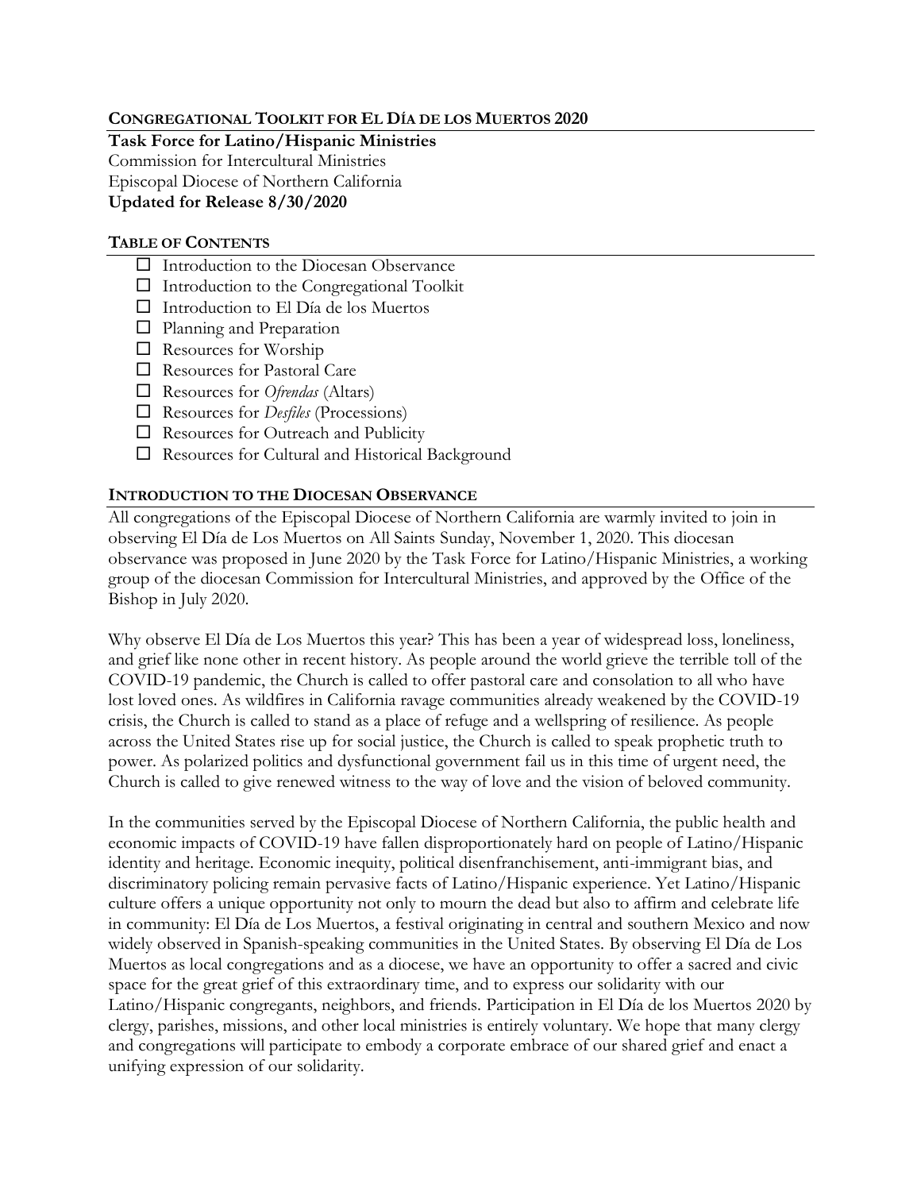## CONGREGATIONAL TOOLKIT FOR EL DÍA DE LOS MUERTOS 2020

**Task Force for Latino/Hispanic Ministries**
Commission for Intercultural Ministries
Episcopal Diocese of Northern California
**Updated for Release 8/30/2020**

### TABLE OF CONTENTS

- ☐ Introduction to the Diocesan Observance
- ☐ Introduction to the Congregational Toolkit
- ☐ Introduction to El Día de los Muertos
- ☐ Planning and Preparation
- ☐ Resources for Worship
- ☐ Resources for Pastoral Care
- ☐ Resources for *Ofrendas* (Altars)
- ☐ Resources for *Desfiles* (Processions)
- ☐ Resources for Outreach and Publicity
- ☐ Resources for Cultural and Historical Background

### INTRODUCTION TO THE DIOCESAN OBSERVANCE

All congregations of the Episcopal Diocese of Northern California are warmly invited to join in observing El Día de Los Muertos on All Saints Sunday, November 1, 2020. This diocesan observance was proposed in June 2020 by the Task Force for Latino/Hispanic Ministries, a working group of the diocesan Commission for Intercultural Ministries, and approved by the Office of the Bishop in July 2020.

Why observe El Día de Los Muertos this year? This has been a year of widespread loss, loneliness, and grief like none other in recent history. As people around the world grieve the terrible toll of the COVID-19 pandemic, the Church is called to offer pastoral care and consolation to all who have lost loved ones. As wildfires in California ravage communities already weakened by the COVID-19 crisis, the Church is called to stand as a place of refuge and a wellspring of resilience. As people across the United States rise up for social justice, the Church is called to speak prophetic truth to power. As polarized politics and dysfunctional government fail us in this time of urgent need, the Church is called to give renewed witness to the way of love and the vision of beloved community.

In the communities served by the Episcopal Diocese of Northern California, the public health and economic impacts of COVID-19 have fallen disproportionately hard on people of Latino/Hispanic identity and heritage. Economic inequity, political disenfranchisement, anti-immigrant bias, and discriminatory policing remain pervasive facts of Latino/Hispanic experience. Yet Latino/Hispanic culture offers a unique opportunity not only to mourn the dead but also to affirm and celebrate life in community: El Día de Los Muertos, a festival originating in central and southern Mexico and now widely observed in Spanish-speaking communities in the United States. By observing El Día de Los Muertos as local congregations and as a diocese, we have an opportunity to offer a sacred and civic space for the great grief of this extraordinary time, and to express our solidarity with our Latino/Hispanic congregants, neighbors, and friends. Participation in El Día de los Muertos 2020 by clergy, parishes, missions, and other local ministries is entirely voluntary. We hope that many clergy and congregations will participate to embody a corporate embrace of our shared grief and enact a unifying expression of our solidarity.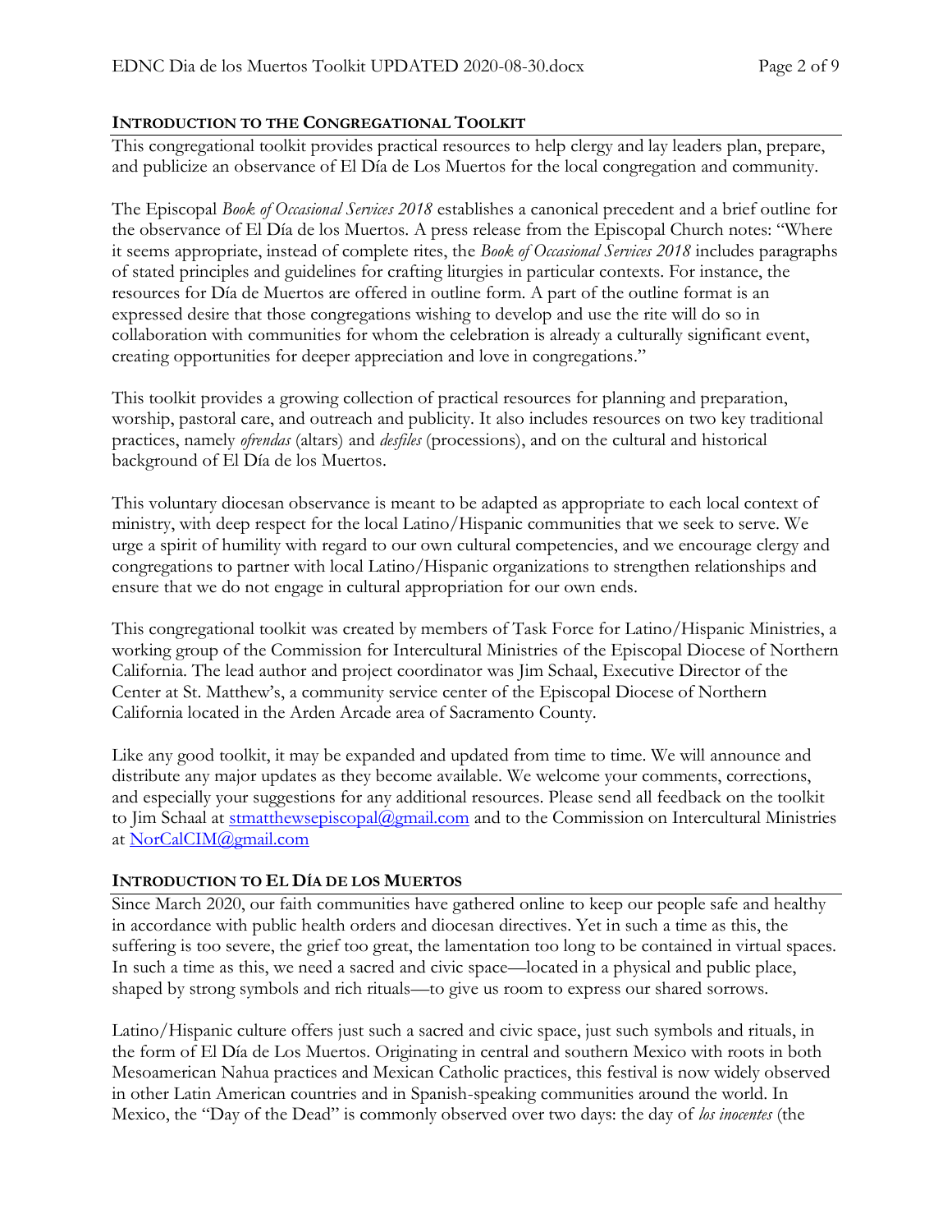## INTRODUCTION TO THE CONGREGATIONAL TOOLKIT

This congregational toolkit provides practical resources to help clergy and lay leaders plan, prepare, and publicize an observance of El Día de Los Muertos for the local congregation and community.

The Episcopal *Book of Occasional Services 2018* establishes a canonical precedent and a brief outline for the observance of El Día de los Muertos. A press release from the Episcopal Church notes: "Where it seems appropriate, instead of complete rites, the *Book of Occasional Services 2018* includes paragraphs of stated principles and guidelines for crafting liturgies in particular contexts. For instance, the resources for Día de Muertos are offered in outline form. A part of the outline format is an expressed desire that those congregations wishing to develop and use the rite will do so in collaboration with communities for whom the celebration is already a culturally significant event, creating opportunities for deeper appreciation and love in congregations."

This toolkit provides a growing collection of practical resources for planning and preparation, worship, pastoral care, and outreach and publicity. It also includes resources on two key traditional practices, namely *ofrendas* (altars) and *desfiles* (processions), and on the cultural and historical background of El Día de los Muertos.

This voluntary diocesan observance is meant to be adapted as appropriate to each local context of ministry, with deep respect for the local Latino/Hispanic communities that we seek to serve. We urge a spirit of humility with regard to our own cultural competencies, and we encourage clergy and congregations to partner with local Latino/Hispanic organizations to strengthen relationships and ensure that we do not engage in cultural appropriation for our own ends.

This congregational toolkit was created by members of Task Force for Latino/Hispanic Ministries, a working group of the Commission for Intercultural Ministries of the Episcopal Diocese of Northern California. The lead author and project coordinator was Jim Schaal, Executive Director of the Center at St. Matthew's, a community service center of the Episcopal Diocese of Northern California located in the Arden Arcade area of Sacramento County.

Like any good toolkit, it may be expanded and updated from time to time. We will announce and distribute any major updates as they become available. We welcome your comments, corrections, and especially your suggestions for any additional resources. Please send all feedback on the toolkit to Jim Schaal at stmatthewsepiscopal@gmail.com and to the Commission on Intercultural Ministries at NorCalCIM@gmail.com

## INTRODUCTION TO EL DÍA DE LOS MUERTOS

Since March 2020, our faith communities have gathered online to keep our people safe and healthy in accordance with public health orders and diocesan directives. Yet in such a time as this, the suffering is too severe, the grief too great, the lamentation too long to be contained in virtual spaces. In such a time as this, we need a sacred and civic space—located in a physical and public place, shaped by strong symbols and rich rituals—to give us room to express our shared sorrows.

Latino/Hispanic culture offers just such a sacred and civic space, just such symbols and rituals, in the form of El Día de Los Muertos. Originating in central and southern Mexico with roots in both Mesoamerican Nahua practices and Mexican Catholic practices, this festival is now widely observed in other Latin American countries and in Spanish-speaking communities around the world. In Mexico, the "Day of the Dead" is commonly observed over two days: the day of *los inocentes* (the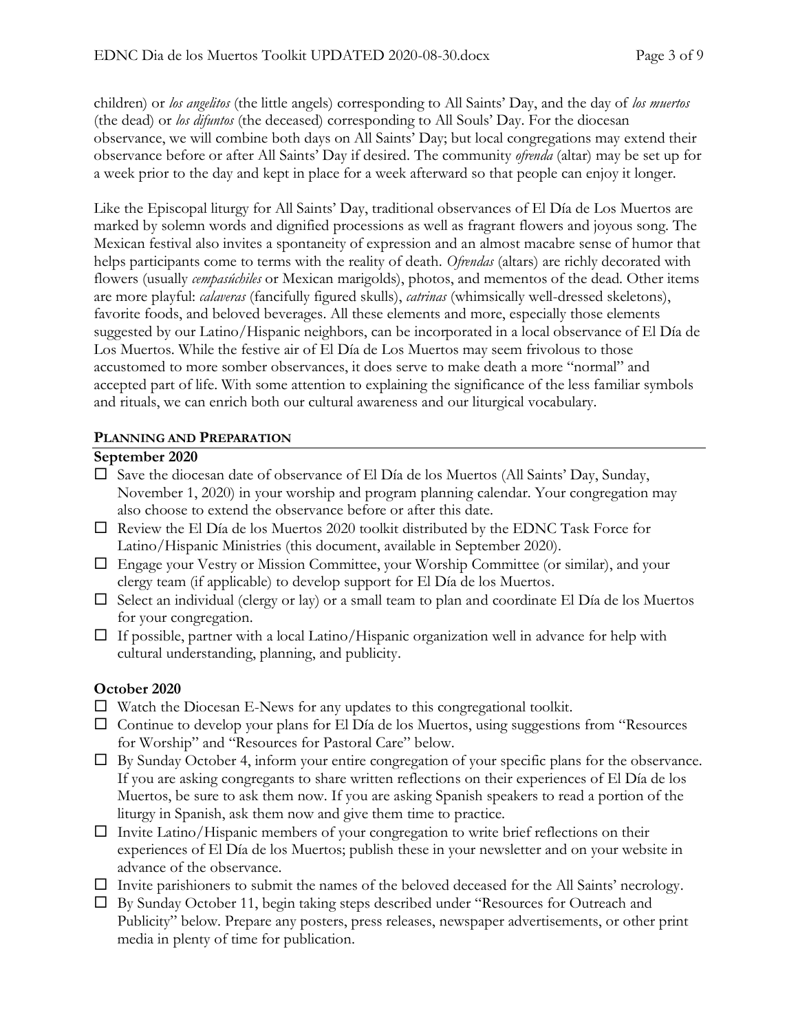children) or *los angelitos* (the little angels) corresponding to All Saints' Day, and the day of *los muertos* (the dead) or *los difuntos* (the deceased) corresponding to All Souls' Day. For the diocesan observance, we will combine both days on All Saints' Day; but local congregations may extend their observance before or after All Saints' Day if desired. The community *ofrenda* (altar) may be set up for a week prior to the day and kept in place for a week afterward so that people can enjoy it longer.

Like the Episcopal liturgy for All Saints' Day, traditional observances of El Día de Los Muertos are marked by solemn words and dignified processions as well as fragrant flowers and joyous song. The Mexican festival also invites a spontaneity of expression and an almost macabre sense of humor that helps participants come to terms with the reality of death. *Ofrendas* (altars) are richly decorated with flowers (usually *cempasúchiles* or Mexican marigolds), photos, and mementos of the dead. Other items are more playful: *calaveras* (fancifully figured skulls), *catrinas* (whimsically well-dressed skeletons), favorite foods, and beloved beverages. All these elements and more, especially those elements suggested by our Latino/Hispanic neighbors, can be incorporated in a local observance of El Día de Los Muertos. While the festive air of El Día de Los Muertos may seem frivolous to those accustomed to more somber observances, it does serve to make death a more "normal" and accepted part of life. With some attention to explaining the significance of the less familiar symbols and rituals, we can enrich both our cultural awareness and our liturgical vocabulary.

## PLANNING AND PREPARATION

### September 2020

- ☐ Save the diocesan date of observance of El Día de los Muertos (All Saints' Day, Sunday, November 1, 2020) in your worship and program planning calendar. Your congregation may also choose to extend the observance before or after this date.
- ☐ Review the El Día de los Muertos 2020 toolkit distributed by the EDNC Task Force for Latino/Hispanic Ministries (this document, available in September 2020).
- ☐ Engage your Vestry or Mission Committee, your Worship Committee (or similar), and your clergy team (if applicable) to develop support for El Día de los Muertos.
- ☐ Select an individual (clergy or lay) or a small team to plan and coordinate El Día de los Muertos for your congregation.
- ☐ If possible, partner with a local Latino/Hispanic organization well in advance for help with cultural understanding, planning, and publicity.

### October 2020

- ☐ Watch the Diocesan E-News for any updates to this congregational toolkit.
- ☐ Continue to develop your plans for El Día de los Muertos, using suggestions from "Resources for Worship" and "Resources for Pastoral Care" below.
- ☐ By Sunday October 4, inform your entire congregation of your specific plans for the observance. If you are asking congregants to share written reflections on their experiences of El Día de los Muertos, be sure to ask them now. If you are asking Spanish speakers to read a portion of the liturgy in Spanish, ask them now and give them time to practice.
- ☐ Invite Latino/Hispanic members of your congregation to write brief reflections on their experiences of El Día de los Muertos; publish these in your newsletter and on your website in advance of the observance.
- ☐ Invite parishioners to submit the names of the beloved deceased for the All Saints' necrology.
- ☐ By Sunday October 11, begin taking steps described under "Resources for Outreach and Publicity" below. Prepare any posters, press releases, newspaper advertisements, or other print media in plenty of time for publication.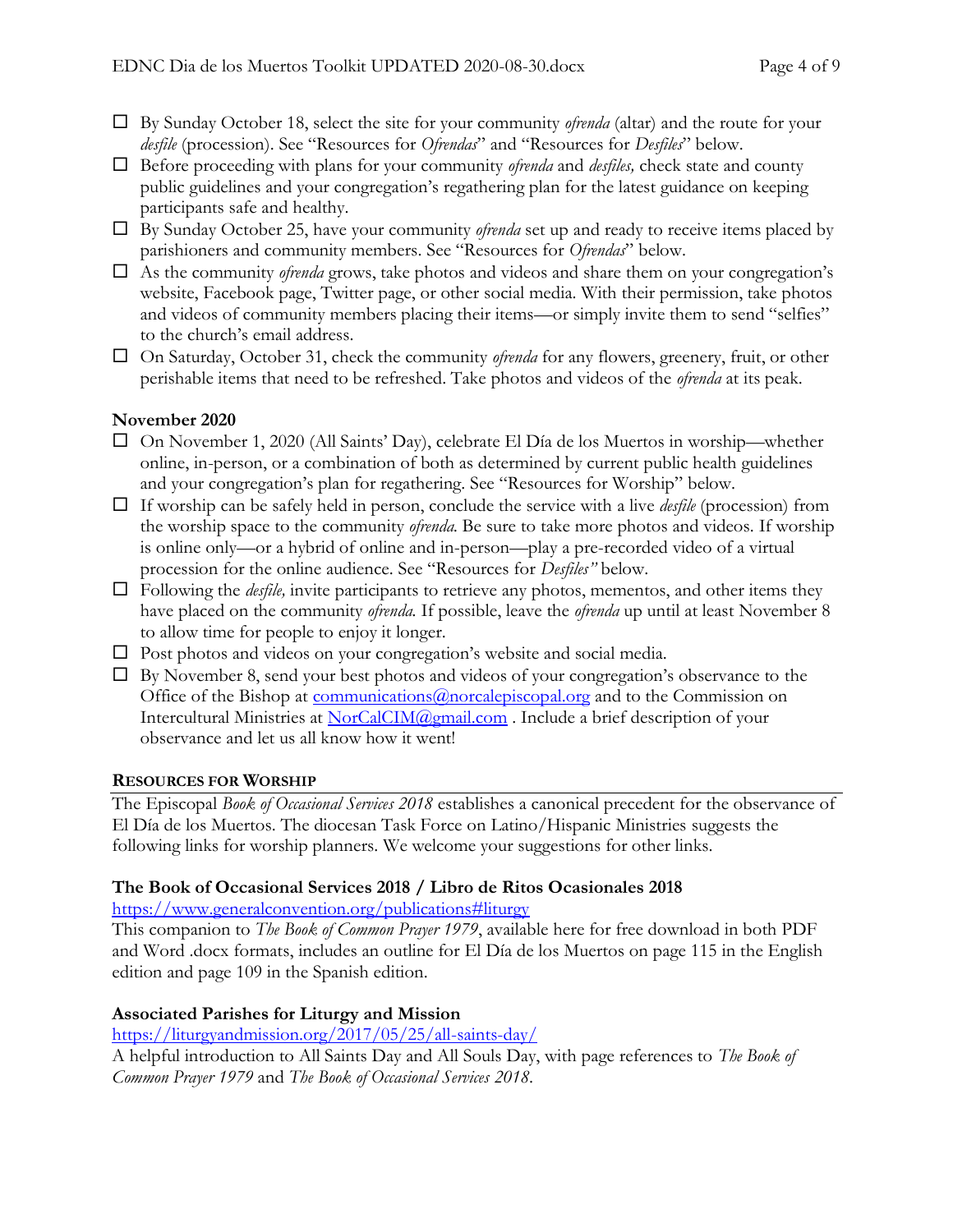- ☐ By Sunday October 18, select the site for your community *ofrenda* (altar) and the route for your *desfile* (procession). See "Resources for *Ofrendas*" and "Resources for *Desfiles*" below.
- ☐ Before proceeding with plans for your community *ofrenda* and *desfiles,* check state and county public guidelines and your congregation's regathering plan for the latest guidance on keeping participants safe and healthy.
- ☐ By Sunday October 25, have your community *ofrenda* set up and ready to receive items placed by parishioners and community members. See "Resources for *Ofrendas*" below.
- ☐ As the community *ofrenda* grows, take photos and videos and share them on your congregation's website, Facebook page, Twitter page, or other social media. With their permission, take photos and videos of community members placing their items—or simply invite them to send "selfies" to the church's email address.
- ☐ On Saturday, October 31, check the community *ofrenda* for any flowers, greenery, fruit, or other perishable items that need to be refreshed. Take photos and videos of the *ofrenda* at its peak.

### November 2020

- ☐ On November 1, 2020 (All Saints' Day), celebrate El Día de los Muertos in worship—whether online, in-person, or a combination of both as determined by current public health guidelines and your congregation's plan for regathering. See "Resources for Worship" below.
- ☐ If worship can be safely held in person, conclude the service with a live *desfile* (procession) from the worship space to the community *ofrenda.* Be sure to take more photos and videos. If worship is online only—or a hybrid of online and in-person—play a pre-recorded video of a virtual procession for the online audience. See "Resources for *Desfiles"* below.
- ☐ Following the *desfile,* invite participants to retrieve any photos, mementos, and other items they have placed on the community *ofrenda.* If possible, leave the *ofrenda* up until at least November 8 to allow time for people to enjoy it longer.
- ☐ Post photos and videos on your congregation's website and social media.
- ☐ By November 8, send your best photos and videos of your congregation's observance to the Office of the Bishop at communications@norcalepiscopal.org and to the Commission on Intercultural Ministries at NorCalCIM@gmail.com . Include a brief description of your observance and let us all know how it went!

## RESOURCES FOR WORSHIP

The Episcopal *Book of Occasional Services 2018* establishes a canonical precedent for the observance of El Día de los Muertos. The diocesan Task Force on Latino/Hispanic Ministries suggests the following links for worship planners. We welcome your suggestions for other links.

### The Book of Occasional Services 2018 / Libro de Ritos Ocasionales 2018

https://www.generalconvention.org/publications#liturgy
This companion to *The Book of Common Prayer 1979*, available here for free download in both PDF and Word .docx formats, includes an outline for El Día de los Muertos on page 115 in the English edition and page 109 in the Spanish edition.

### Associated Parishes for Liturgy and Mission

https://liturgyandmission.org/2017/05/25/all-saints-day/
A helpful introduction to All Saints Day and All Souls Day, with page references to *The Book of Common Prayer 1979* and *The Book of Occasional Services 2018*.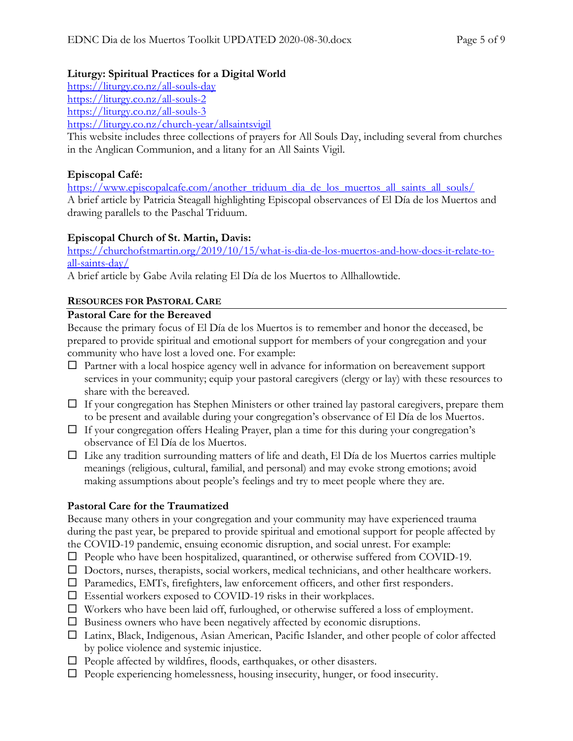**Liturgy: Spiritual Practices for a Digital World**
https://liturgy.co.nz/all-souls-day
https://liturgy.co.nz/all-souls-2
https://liturgy.co.nz/all-souls-3
https://liturgy.co.nz/church-year/allsaintsvigil
This website includes three collections of prayers for All Souls Day, including several from churches in the Anglican Communion, and a litany for an All Saints Vigil.

**Episcopal Café:**
https://www.episcopalcafe.com/another_triduum_dia_de_los_muertos_all_saints_all_souls/
A brief article by Patricia Steagall highlighting Episcopal observances of El Día de los Muertos and drawing parallels to the Paschal Triduum.

**Episcopal Church of St. Martin, Davis:**
https://churchofstmartin.org/2019/10/15/what-is-dia-de-los-muertos-and-how-does-it-relate-to-all-saints-day/
A brief article by Gabe Avila relating El Día de los Muertos to Allhallowtide.

## RESOURCES FOR PASTORAL CARE

**Pastoral Care for the Bereaved**

Because the primary focus of El Día de los Muertos is to remember and honor the deceased, be prepared to provide spiritual and emotional support for members of your congregation and your community who have lost a loved one. For example:

- ☐ Partner with a local hospice agency well in advance for information on bereavement support services in your community; equip your pastoral caregivers (clergy or lay) with these resources to share with the bereaved.
- ☐ If your congregation has Stephen Ministers or other trained lay pastoral caregivers, prepare them to be present and available during your congregation's observance of El Día de los Muertos.
- ☐ If your congregation offers Healing Prayer, plan a time for this during your congregation's observance of El Día de los Muertos.
- ☐ Like any tradition surrounding matters of life and death, El Día de los Muertos carries multiple meanings (religious, cultural, familial, and personal) and may evoke strong emotions; avoid making assumptions about people's feelings and try to meet people where they are.

**Pastoral Care for the Traumatized**

Because many others in your congregation and your community may have experienced trauma during the past year, be prepared to provide spiritual and emotional support for people affected by the COVID-19 pandemic, ensuing economic disruption, and social unrest. For example:

- ☐ People who have been hospitalized, quarantined, or otherwise suffered from COVID-19.
- ☐ Doctors, nurses, therapists, social workers, medical technicians, and other healthcare workers.
- ☐ Paramedics, EMTs, firefighters, law enforcement officers, and other first responders.
- ☐ Essential workers exposed to COVID-19 risks in their workplaces.
- ☐ Workers who have been laid off, furloughed, or otherwise suffered a loss of employment.
- ☐ Business owners who have been negatively affected by economic disruptions.
- ☐ Latinx, Black, Indigenous, Asian American, Pacific Islander, and other people of color affected by police violence and systemic injustice.
- ☐ People affected by wildfires, floods, earthquakes, or other disasters.
- ☐ People experiencing homelessness, housing insecurity, hunger, or food insecurity.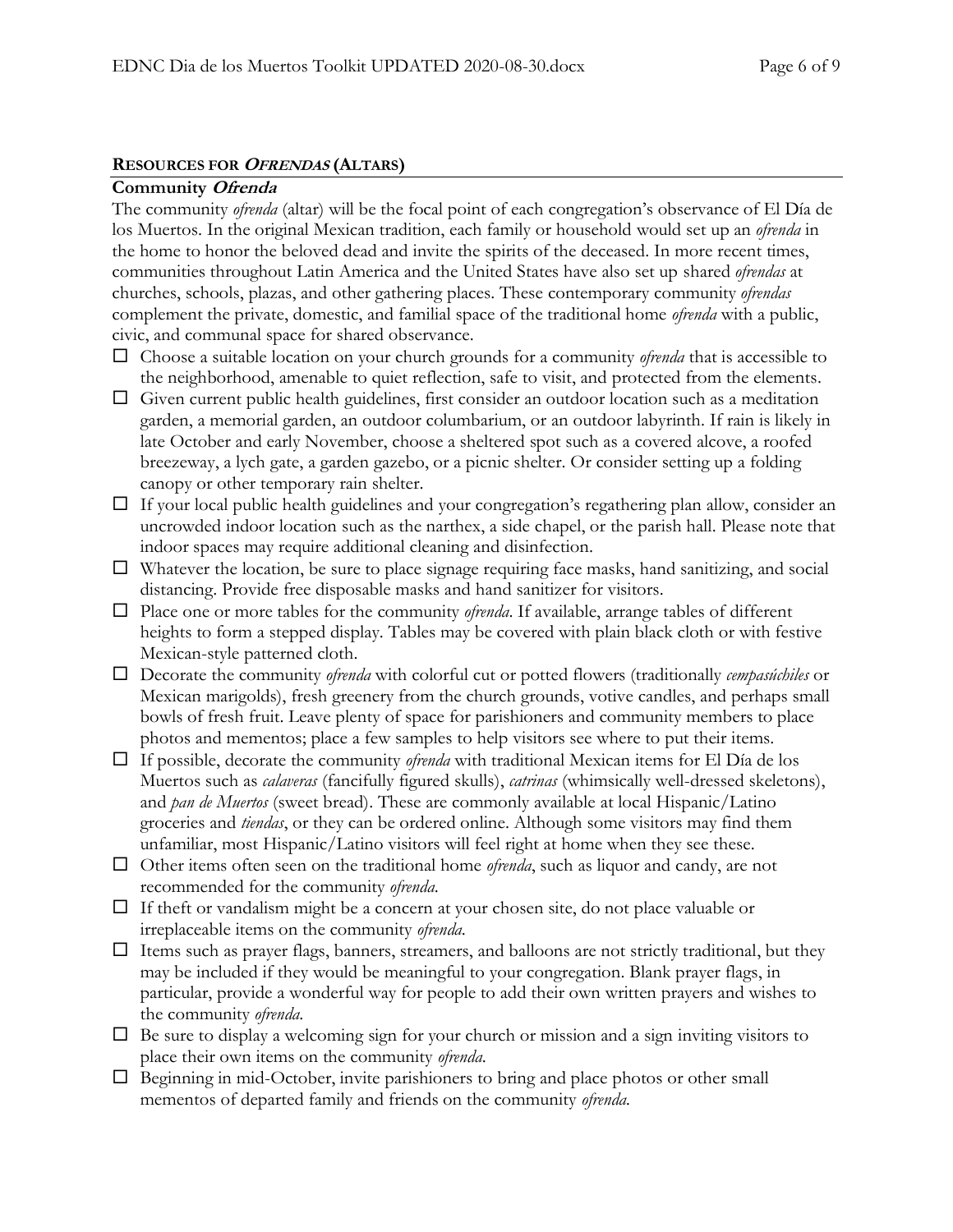## **RESOURCES FOR *OFRENDAS* (ALTARS)**

### **Community *Ofrenda***

The community *ofrenda* (altar) will be the focal point of each congregation's observance of El Día de los Muertos. In the original Mexican tradition, each family or household would set up an *ofrenda* in the home to honor the beloved dead and invite the spirits of the deceased. In more recent times, communities throughout Latin America and the United States have also set up shared *ofrendas* at churches, schools, plazas, and other gathering places. These contemporary community *ofrendas* complement the private, domestic, and familial space of the traditional home *ofrenda* with a public, civic, and communal space for shared observance.

- ☐ Choose a suitable location on your church grounds for a community *ofrenda* that is accessible to the neighborhood, amenable to quiet reflection, safe to visit, and protected from the elements.
- ☐ Given current public health guidelines, first consider an outdoor location such as a meditation garden, a memorial garden, an outdoor columbarium, or an outdoor labyrinth. If rain is likely in late October and early November, choose a sheltered spot such as a covered alcove, a roofed breezeway, a lych gate, a garden gazebo, or a picnic shelter. Or consider setting up a folding canopy or other temporary rain shelter.
- ☐ If your local public health guidelines and your congregation's regathering plan allow, consider an uncrowded indoor location such as the narthex, a side chapel, or the parish hall. Please note that indoor spaces may require additional cleaning and disinfection.
- ☐ Whatever the location, be sure to place signage requiring face masks, hand sanitizing, and social distancing. Provide free disposable masks and hand sanitizer for visitors.
- ☐ Place one or more tables for the community *ofrenda*. If available, arrange tables of different heights to form a stepped display. Tables may be covered with plain black cloth or with festive Mexican-style patterned cloth.
- ☐ Decorate the community *ofrenda* with colorful cut or potted flowers (traditionally *cempasúchiles* or Mexican marigolds), fresh greenery from the church grounds, votive candles, and perhaps small bowls of fresh fruit. Leave plenty of space for parishioners and community members to place photos and mementos; place a few samples to help visitors see where to put their items.
- ☐ If possible, decorate the community *ofrenda* with traditional Mexican items for El Día de los Muertos such as *calaveras* (fancifully figured skulls), *catrinas* (whimsically well-dressed skeletons), and *pan de Muertos* (sweet bread). These are commonly available at local Hispanic/Latino groceries and *tiendas*, or they can be ordered online. Although some visitors may find them unfamiliar, most Hispanic/Latino visitors will feel right at home when they see these.
- ☐ Other items often seen on the traditional home *ofrenda*, such as liquor and candy, are not recommended for the community *ofrenda*.
- ☐ If theft or vandalism might be a concern at your chosen site, do not place valuable or irreplaceable items on the community *ofrenda*.
- ☐ Items such as prayer flags, banners, streamers, and balloons are not strictly traditional, but they may be included if they would be meaningful to your congregation. Blank prayer flags, in particular, provide a wonderful way for people to add their own written prayers and wishes to the community *ofrenda*.
- ☐ Be sure to display a welcoming sign for your church or mission and a sign inviting visitors to place their own items on the community *ofrenda*.
- ☐ Beginning in mid-October, invite parishioners to bring and place photos or other small mementos of departed family and friends on the community *ofrenda*.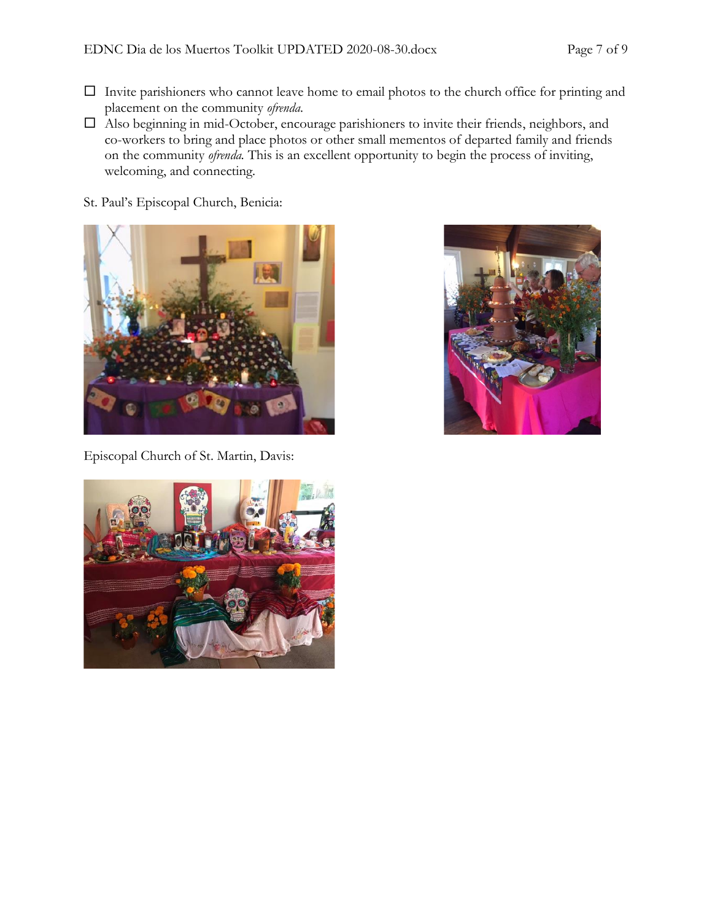- [ ] Invite parishioners who cannot leave home to email photos to the church office for printing and placement on the community *ofrenda*.
- [ ] Also beginning in mid-October, encourage parishioners to invite their friends, neighbors, and co-workers to bring and place photos or other small mementos of departed family and friends on the community *ofrenda*. This is an excellent opportunity to begin the process of inviting, welcoming, and connecting.

St. Paul's Episcopal Church, Benicia:

Episcopal Church of St. Martin, Davis: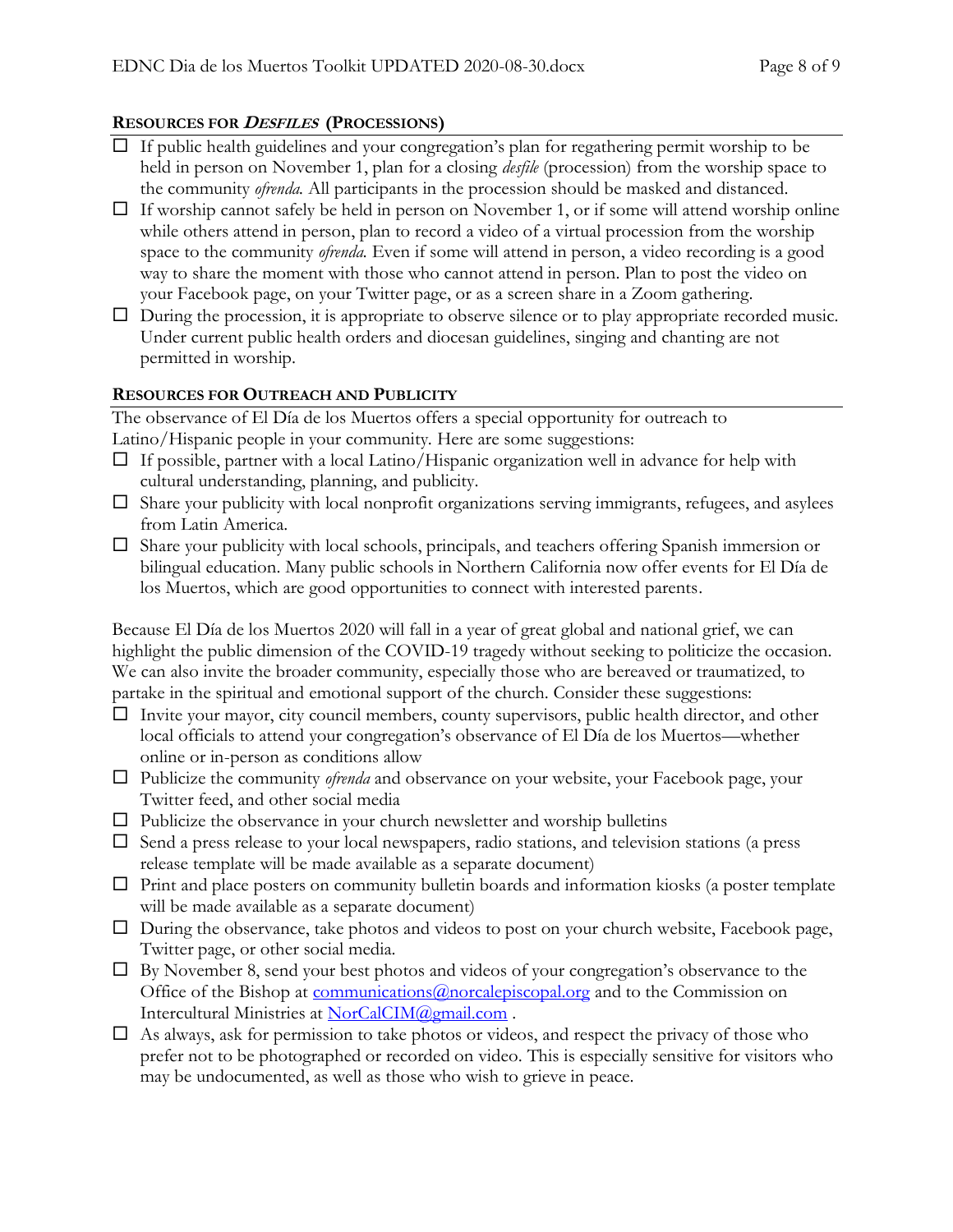### **RESOURCES FOR *DESFILES* (PROCESSIONS)**

- ☐ If public health guidelines and your congregation's plan for regathering permit worship to be held in person on November 1, plan for a closing *desfile* (procession) from the worship space to the community *ofrenda.* All participants in the procession should be masked and distanced.
- ☐ If worship cannot safely be held in person on November 1, or if some will attend worship online while others attend in person, plan to record a video of a virtual procession from the worship space to the community *ofrenda.* Even if some will attend in person, a video recording is a good way to share the moment with those who cannot attend in person. Plan to post the video on your Facebook page, on your Twitter page, or as a screen share in a Zoom gathering.
- ☐ During the procession, it is appropriate to observe silence or to play appropriate recorded music. Under current public health orders and diocesan guidelines, singing and chanting are not permitted in worship.

### **RESOURCES FOR OUTREACH AND PUBLICITY**

The observance of El Día de los Muertos offers a special opportunity for outreach to Latino/Hispanic people in your community. Here are some suggestions:

- ☐ If possible, partner with a local Latino/Hispanic organization well in advance for help with cultural understanding, planning, and publicity.
- ☐ Share your publicity with local nonprofit organizations serving immigrants, refugees, and asylees from Latin America.
- ☐ Share your publicity with local schools, principals, and teachers offering Spanish immersion or bilingual education. Many public schools in Northern California now offer events for El Día de los Muertos, which are good opportunities to connect with interested parents.

Because El Día de los Muertos 2020 will fall in a year of great global and national grief, we can highlight the public dimension of the COVID-19 tragedy without seeking to politicize the occasion. We can also invite the broader community, especially those who are bereaved or traumatized, to partake in the spiritual and emotional support of the church. Consider these suggestions:

- ☐ Invite your mayor, city council members, county supervisors, public health director, and other local officials to attend your congregation's observance of El Día de los Muertos—whether online or in-person as conditions allow
- ☐ Publicize the community *ofrenda* and observance on your website, your Facebook page, your Twitter feed, and other social media
- ☐ Publicize the observance in your church newsletter and worship bulletins
- ☐ Send a press release to your local newspapers, radio stations, and television stations (a press release template will be made available as a separate document)
- ☐ Print and place posters on community bulletin boards and information kiosks (a poster template will be made available as a separate document)
- ☐ During the observance, take photos and videos to post on your church website, Facebook page, Twitter page, or other social media.
- ☐ By November 8, send your best photos and videos of your congregation's observance to the Office of the Bishop at communications@norcalepiscopal.org and to the Commission on Intercultural Ministries at NorCalCIM@gmail.com .
- ☐ As always, ask for permission to take photos or videos, and respect the privacy of those who prefer not to be photographed or recorded on video. This is especially sensitive for visitors who may be undocumented, as well as those who wish to grieve in peace.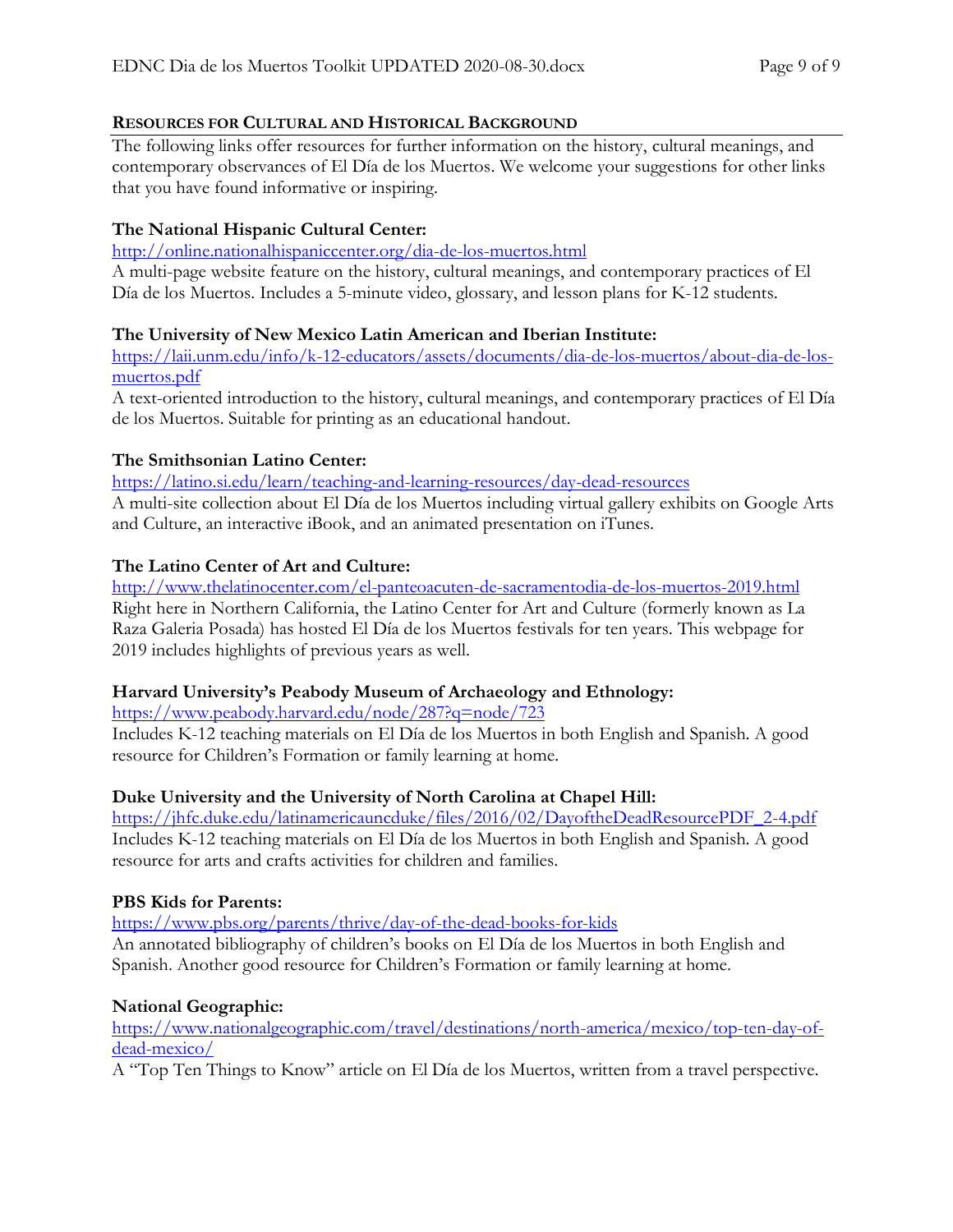## Resources for Cultural and Historical Background

The following links offer resources for further information on the history, cultural meanings, and contemporary observances of El Día de los Muertos. We welcome your suggestions for other links that you have found informative or inspiring.

**The National Hispanic Cultural Center:**
http://online.nationalhispaniccenter.org/dia-de-los-muertos.html
A multi-page website feature on the history, cultural meanings, and contemporary practices of El Día de los Muertos. Includes a 5-minute video, glossary, and lesson plans for K-12 students.

**The University of New Mexico Latin American and Iberian Institute:**
https://laii.unm.edu/info/k-12-educators/assets/documents/dia-de-los-muertos/about-dia-de-los-muertos.pdf
A text-oriented introduction to the history, cultural meanings, and contemporary practices of El Día de los Muertos. Suitable for printing as an educational handout.

**The Smithsonian Latino Center:**
https://latino.si.edu/learn/teaching-and-learning-resources/day-dead-resources
A multi-site collection about El Día de los Muertos including virtual gallery exhibits on Google Arts and Culture, an interactive iBook, and an animated presentation on iTunes.

**The Latino Center of Art and Culture:**
http://www.thelatinocenter.com/el-panteoacuten-de-sacramentodia-de-los-muertos-2019.html
Right here in Northern California, the Latino Center for Art and Culture (formerly known as La Raza Galeria Posada) has hosted El Día de los Muertos festivals for ten years. This webpage for 2019 includes highlights of previous years as well.

**Harvard University's Peabody Museum of Archaeology and Ethnology:**
https://www.peabody.harvard.edu/node/287?q=node/723
Includes K-12 teaching materials on El Día de los Muertos in both English and Spanish. A good resource for Children's Formation or family learning at home.

**Duke University and the University of North Carolina at Chapel Hill:**
https://jhfc.duke.edu/latinamericauncduke/files/2016/02/DayoftheDeadResourcePDF_2-4.pdf
Includes K-12 teaching materials on El Día de los Muertos in both English and Spanish. A good resource for arts and crafts activities for children and families.

**PBS Kids for Parents:**
https://www.pbs.org/parents/thrive/day-of-the-dead-books-for-kids
An annotated bibliography of children's books on El Día de los Muertos in both English and Spanish. Another good resource for Children's Formation or family learning at home.

**National Geographic:**
https://www.nationalgeographic.com/travel/destinations/north-america/mexico/top-ten-day-of-dead-mexico/
A "Top Ten Things to Know" article on El Día de los Muertos, written from a travel perspective.